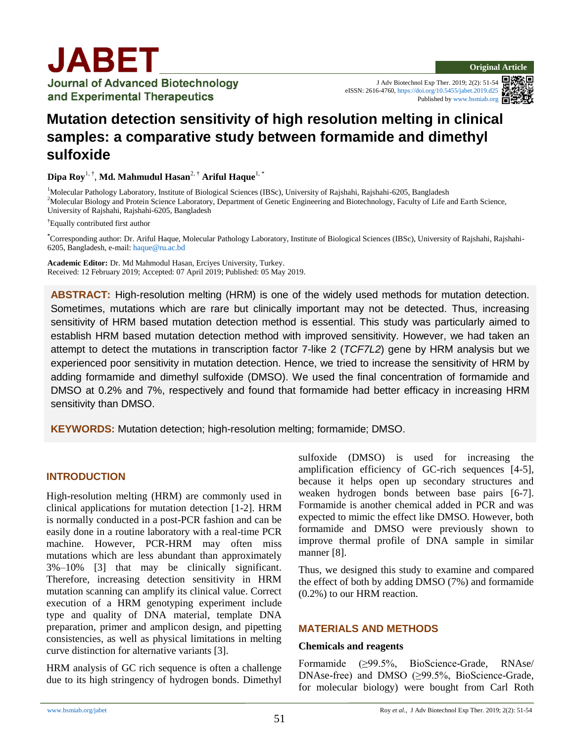Original Article

# Mutation detection sensitivity of high resolution melting in clinical samples: a comparative study between formamide and dimethyl sulfoxide

**Dipa Roy**[1, †], **Md. Mahmudul Hasan**[2, †] **Ariful Haque**[1, *]

[1]Molecular Pathology Laboratory, Institute of Biological Sciences (IBSc), University of Rajshahi, Rajshahi-6205, Bangladesh
[2]Molecular Biology and Protein Science Laboratory, Department of Genetic Engineering and Biotechnology, Faculty of Life and Earth Science, University of Rajshahi, Rajshahi-6205, Bangladesh

[†]Equally contributed first author

[*]Corresponding author: Dr. Ariful Haque, Molecular Pathology Laboratory, Institute of Biological Sciences (IBSc), University of Rajshahi, Rajshahi-6205, Bangladesh, e-mail: haque@ru.ac.bd

**Academic Editor:** Dr. Md Mahmodul Hasan, Erciyes University, Turkey.
Received: 12 February 2019; Accepted: 07 April 2019; Published: 05 May 2019.

**ABSTRACT:** High-resolution melting (HRM) is one of the widely used methods for mutation detection. Sometimes, mutations which are rare but clinically important may not be detected. Thus, increasing sensitivity of HRM based mutation detection method is essential. This study was particularly aimed to establish HRM based mutation detection method with improved sensitivity. However, we had taken an attempt to detect the mutations in transcription factor 7-like 2 (*TCF7L2*) gene by HRM analysis but we experienced poor sensitivity in mutation detection. Hence, we tried to increase the sensitivity of HRM by adding formamide and dimethyl sulfoxide (DMSO). We used the final concentration of formamide and DMSO at 0.2% and 7%, respectively and found that formamide had better efficacy in increasing HRM sensitivity than DMSO.

**KEYWORDS:** Mutation detection; high-resolution melting; formamide; DMSO.

## INTRODUCTION

High-resolution melting (HRM) are commonly used in clinical applications for mutation detection [1-2]. HRM is normally conducted in a post-PCR fashion and can be easily done in a routine laboratory with a real-time PCR machine. However, PCR-HRM may often miss mutations which are less abundant than approximately 3%–10% [3] that may be clinically significant. Therefore, increasing detection sensitivity in HRM mutation scanning can amplify its clinical value. Correct execution of a HRM genotyping experiment include type and quality of DNA material, template DNA preparation, primer and amplicon design, and pipetting consistencies, as well as physical limitations in melting curve distinction for alternative variants [3].

HRM analysis of GC rich sequence is often a challenge due to its high stringency of hydrogen bonds. Dimethyl sulfoxide (DMSO) is used for increasing the amplification efficiency of GC-rich sequences [4-5], because it helps open up secondary structures and weaken hydrogen bonds between base pairs [6-7]. Formamide is another chemical added in PCR and was expected to mimic the effect like DMSO. However, both formamide and DMSO were previously shown to improve thermal profile of DNA sample in similar manner [8].

Thus, we designed this study to examine and compared the effect of both by adding DMSO (7%) and formamide (0.2%) to our HRM reaction.

## MATERIALS AND METHODS

### Chemicals and reagents

Formamide (≥99.5%, BioScience-Grade, RNAse/DNAse-free) and DMSO (≥99.5%, BioScience-Grade, for molecular biology) were bought from Carl Roth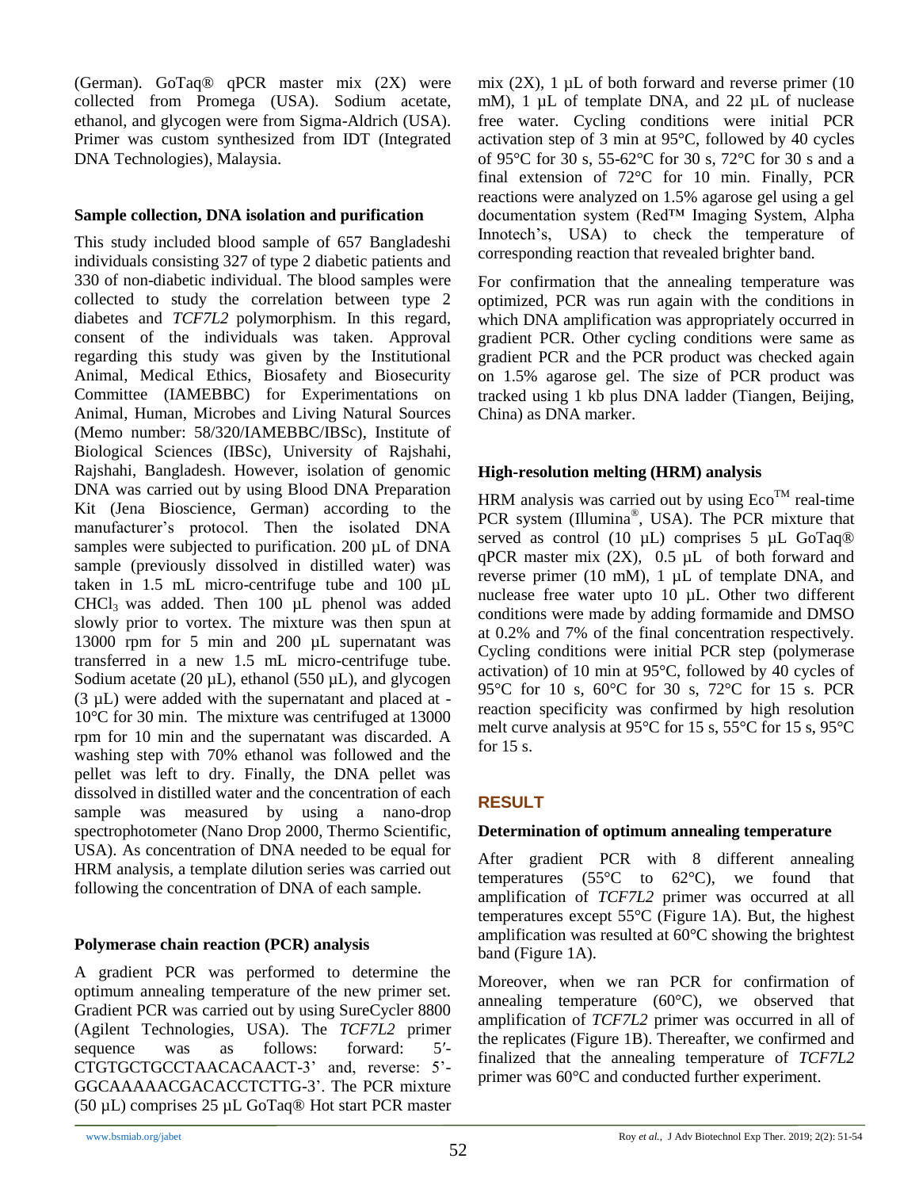(German). GoTaq® qPCR master mix (2X) were collected from Promega (USA). Sodium acetate, ethanol, and glycogen were from Sigma-Aldrich (USA). Primer was custom synthesized from IDT (Integrated DNA Technologies), Malaysia.

### Sample collection, DNA isolation and purification

This study included blood sample of 657 Bangladeshi individuals consisting 327 of type 2 diabetic patients and 330 of non-diabetic individual. The blood samples were collected to study the correlation between type 2 diabetes and *TCF7L2* polymorphism. In this regard, consent of the individuals was taken. Approval regarding this study was given by the Institutional Animal, Medical Ethics, Biosafety and Biosecurity Committee (IAMEBBC) for Experimentations on Animal, Human, Microbes and Living Natural Sources (Memo number: 58/320/IAMEBBC/IBSc), Institute of Biological Sciences (IBSc), University of Rajshahi, Rajshahi, Bangladesh. However, isolation of genomic DNA was carried out by using Blood DNA Preparation Kit (Jena Bioscience, German) according to the manufacturer's protocol. Then the isolated DNA samples were subjected to purification. 200 µL of DNA sample (previously dissolved in distilled water) was taken in 1.5 mL micro-centrifuge tube and 100 µL $CHCl_3$ was added. Then 100 µL phenol was added slowly prior to vortex. The mixture was then spun at 13000 rpm for 5 min and 200 µL supernatant was transferred in a new 1.5 mL micro-centrifuge tube. Sodium acetate (20 µL), ethanol (550 µL), and glycogen (3 µL) were added with the supernatant and placed at -10°C for 30 min. The mixture was centrifuged at 13000 rpm for 10 min and the supernatant was discarded. A washing step with 70% ethanol was followed and the pellet was left to dry. Finally, the DNA pellet was dissolved in distilled water and the concentration of each sample was measured by using a nano-drop spectrophotometer (Nano Drop 2000, Thermo Scientific, USA). As concentration of DNA needed to be equal for HRM analysis, a template dilution series was carried out following the concentration of DNA of each sample.

### Polymerase chain reaction (PCR) analysis

A gradient PCR was performed to determine the optimum annealing temperature of the new primer set. Gradient PCR was carried out by using SureCycler 8800 (Agilent Technologies, USA). The *TCF7L2* primer sequence was as follows: forward: 5′-CTGTGCTGCCTAACACAACT-3' and, reverse: 5'-GGCAAAAACGACACCTCTTG-3'. The PCR mixture (50 µL) comprises 25 µL GoTaq® Hot start PCR master mix (2X), 1 µL of both forward and reverse primer (10 mM), 1 µL of template DNA, and 22 µL of nuclease free water. Cycling conditions were initial PCR activation step of 3 min at 95°C, followed by 40 cycles of 95°C for 30 s, 55-62°C for 30 s, 72°C for 30 s and a final extension of 72°C for 10 min. Finally, PCR reactions were analyzed on 1.5% agarose gel using a gel documentation system (Red™ Imaging System, Alpha Innotech's, USA) to check the temperature of corresponding reaction that revealed brighter band.

For confirmation that the annealing temperature was optimized, PCR was run again with the conditions in which DNA amplification was appropriately occurred in gradient PCR. Other cycling conditions were same as gradient PCR and the PCR product was checked again on 1.5% agarose gel. The size of PCR product was tracked using 1 kb plus DNA ladder (Tiangen, Beijing, China) as DNA marker.

### High-resolution melting (HRM) analysis

HRM analysis was carried out by using Eco™ real-time PCR system (Illumina®, USA). The PCR mixture that served as control (10 µL) comprises 5 µL GoTaq® qPCR master mix (2X), 0.5 µL of both forward and reverse primer (10 mM), 1 µL of template DNA, and nuclease free water upto 10 µL. Other two different conditions were made by adding formamide and DMSO at 0.2% and 7% of the final concentration respectively. Cycling conditions were initial PCR step (polymerase activation) of 10 min at 95°C, followed by 40 cycles of 95°C for 10 s, 60°C for 30 s, 72°C for 15 s. PCR reaction specificity was confirmed by high resolution melt curve analysis at 95°C for 15 s, 55°C for 15 s, 95°C for 15 s.

## RESULT

### Determination of optimum annealing temperature

After gradient PCR with 8 different annealing temperatures (55°C to 62°C), we found that amplification of *TCF7L2* primer was occurred at all temperatures except 55°C (Figure 1A). But, the highest amplification was resulted at 60°C showing the brightest band (Figure 1A).

Moreover, when we ran PCR for confirmation of annealing temperature (60°C), we observed that amplification of *TCF7L2* primer was occurred in all of the replicates (Figure 1B). Thereafter, we confirmed and finalized that the annealing temperature of *TCF7L2* primer was 60°C and conducted further experiment.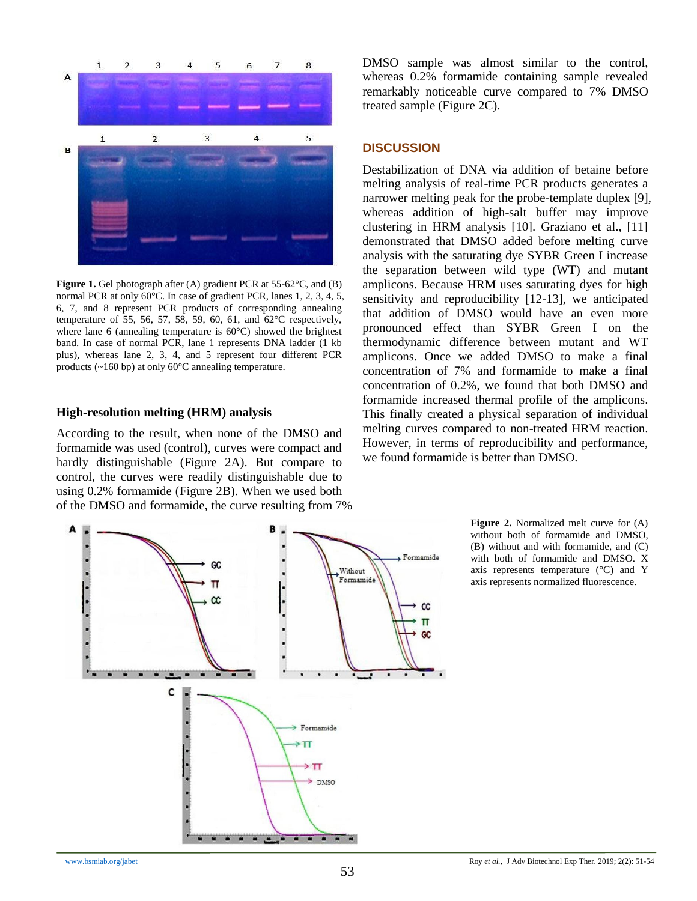**Figure 1.** Gel photograph after (A) gradient PCR at 55-62°C, and (B) normal PCR at only 60°C. In case of gradient PCR, lanes 1, 2, 3, 4, 5, 6, 7, and 8 represent PCR products of corresponding annealing temperature of 55, 56, 57, 58, 59, 60, 61, and 62°C respectively, where lane 6 (annealing temperature is 60°C) showed the brightest band. In case of normal PCR, lane 1 represents DNA ladder (1 kb plus), whereas lane 2, 3, 4, and 5 represent four different PCR products (~160 bp) at only 60°C annealing temperature.

### High-resolution melting (HRM) analysis

According to the result, when none of the DMSO and formamide was used (control), curves were compact and hardly distinguishable (Figure 2A). But compare to control, the curves were readily distinguishable due to using 0.2% formamide (Figure 2B). When we used both of the DMSO and formamide, the curve resulting from 7% DMSO sample was almost similar to the control, whereas 0.2% formamide containing sample revealed remarkably noticeable curve compared to 7% DMSO treated sample (Figure 2C).

## DISCUSSION

Destabilization of DNA via addition of betaine before melting analysis of real-time PCR products generates a narrower melting peak for the probe-template duplex [9], whereas addition of high-salt buffer may improve clustering in HRM analysis [10]. Graziano et al., [11] demonstrated that DMSO added before melting curve analysis with the saturating dye SYBR Green I increase the separation between wild type (WT) and mutant amplicons. Because HRM uses saturating dyes for high sensitivity and reproducibility [12-13], we anticipated that addition of DMSO would have an even more pronounced effect than SYBR Green I on the thermodynamic difference between mutant and WT amplicons. Once we added DMSO to make a final concentration of 7% and formamide to make a final concentration of 0.2%, we found that both DMSO and formamide increased thermal profile of the amplicons. This finally created a physical separation of individual melting curves compared to non-treated HRM reaction. However, in terms of reproducibility and performance, we found formamide is better than DMSO.

**Figure 2.** Normalized melt curve for (A) without both of formamide and DMSO, (B) without and with formamide, and (C) with both of formamide and DMSO. X axis represents temperature (°C) and Y axis represents normalized fluorescence.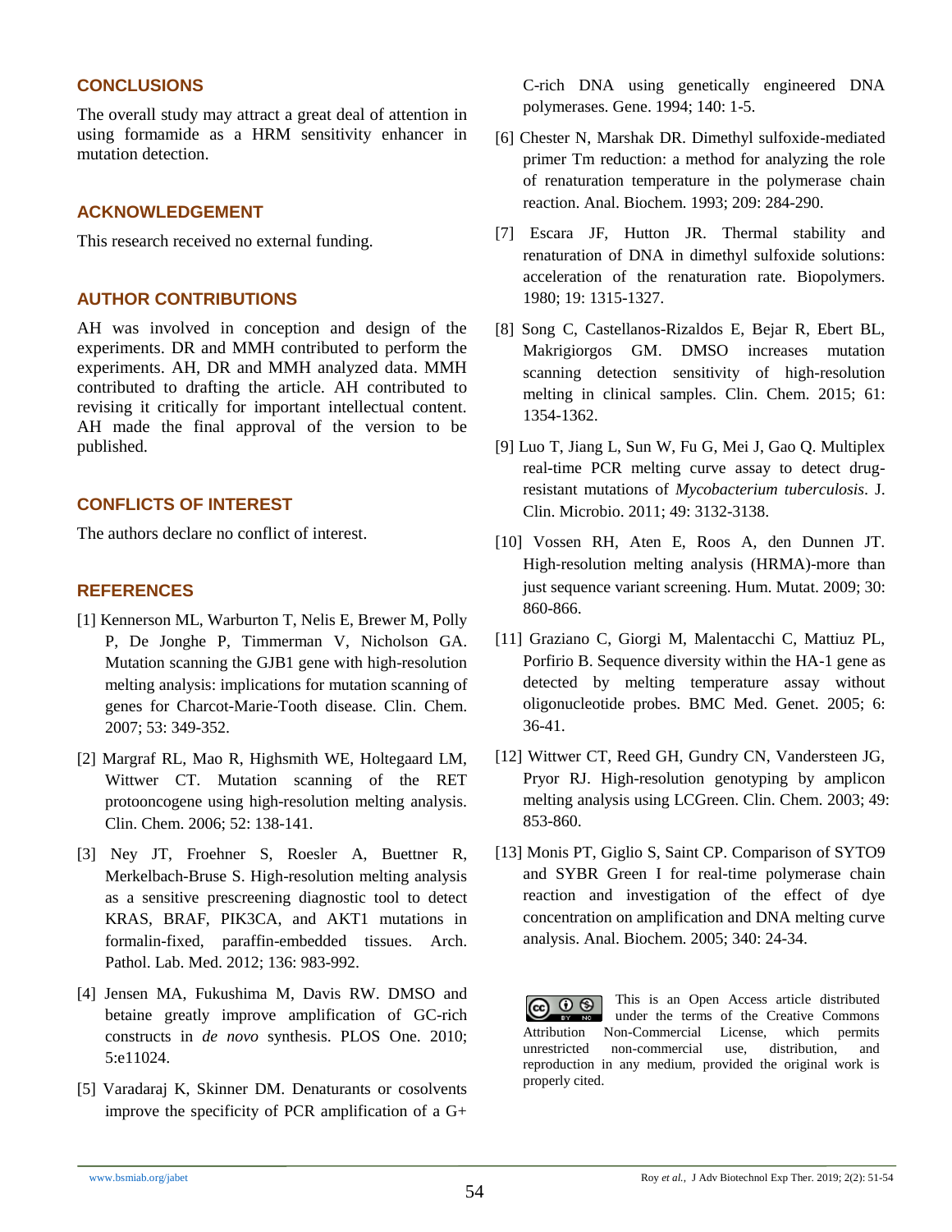## CONCLUSIONS

The overall study may attract a great deal of attention in using formamide as a HRM sensitivity enhancer in mutation detection.

## ACKNOWLEDGEMENT

This research received no external funding.

## AUTHOR CONTRIBUTIONS

AH was involved in conception and design of the experiments. DR and MMH contributed to perform the experiments. AH, DR and MMH analyzed data. MMH contributed to drafting the article. AH contributed to revising it critically for important intellectual content. AH made the final approval of the version to be published.

## CONFLICTS OF INTEREST

The authors declare no conflict of interest.

## REFERENCES

[1] Kennerson ML, Warburton T, Nelis E, Brewer M, Polly P, De Jonghe P, Timmerman V, Nicholson GA. Mutation scanning the GJB1 gene with high-resolution melting analysis: implications for mutation scanning of genes for Charcot-Marie-Tooth disease. Clin. Chem. 2007; 53: 349-352.

[2] Margraf RL, Mao R, Highsmith WE, Holtegaard LM, Wittwer CT. Mutation scanning of the RET protooncogene using high-resolution melting analysis. Clin. Chem. 2006; 52: 138-141.

[3] Ney JT, Froehner S, Roesler A, Buettner R, Merkelbach-Bruse S. High-resolution melting analysis as a sensitive prescreening diagnostic tool to detect KRAS, BRAF, PIK3CA, and AKT1 mutations in formalin-fixed, paraffin-embedded tissues. Arch. Pathol. Lab. Med. 2012; 136: 983-992.

[4] Jensen MA, Fukushima M, Davis RW. DMSO and betaine greatly improve amplification of GC-rich constructs in *de novo* synthesis. PLOS One. 2010; 5:e11024.

[5] Varadaraj K, Skinner DM. Denaturants or cosolvents improve the specificity of PCR amplification of a G+C-rich DNA using genetically engineered DNA polymerases. Gene. 1994; 140: 1-5.

[6] Chester N, Marshak DR. Dimethyl sulfoxide-mediated primer Tm reduction: a method for analyzing the role of renaturation temperature in the polymerase chain reaction. Anal. Biochem. 1993; 209: 284-290.

[7] Escara JF, Hutton JR. Thermal stability and renaturation of DNA in dimethyl sulfoxide solutions: acceleration of the renaturation rate. Biopolymers. 1980; 19: 1315-1327.

[8] Song C, Castellanos-Rizaldos E, Bejar R, Ebert BL, Makrigiorgos GM. DMSO increases mutation scanning detection sensitivity of high-resolution melting in clinical samples. Clin. Chem. 2015; 61: 1354-1362.

[9] Luo T, Jiang L, Sun W, Fu G, Mei J, Gao Q. Multiplex real-time PCR melting curve assay to detect drug-resistant mutations of *Mycobacterium tuberculosis*. J. Clin. Microbio. 2011; 49: 3132-3138.

[10] Vossen RH, Aten E, Roos A, den Dunnen JT. High-resolution melting analysis (HRMA)-more than just sequence variant screening. Hum. Mutat. 2009; 30: 860-866.

[11] Graziano C, Giorgi M, Malentacchi C, Mattiuz PL, Porfirio B. Sequence diversity within the HA-1 gene as detected by melting temperature assay without oligonucleotide probes. BMC Med. Genet. 2005; 6: 36-41.

[12] Wittwer CT, Reed GH, Gundry CN, Vandersteen JG, Pryor RJ. High-resolution genotyping by amplicon melting analysis using LCGreen. Clin. Chem. 2003; 49: 853-860.

[13] Monis PT, Giglio S, Saint CP. Comparison of SYTO9 and SYBR Green I for real-time polymerase chain reaction and investigation of the effect of dye concentration on amplification and DNA melting curve analysis. Anal. Biochem. 2005; 340: 24-34.

This is an Open Access article distributed under the terms of the Creative Commons Attribution Non-Commercial License, which permits unrestricted non-commercial use, distribution, and reproduction in any medium, provided the original work is properly cited.